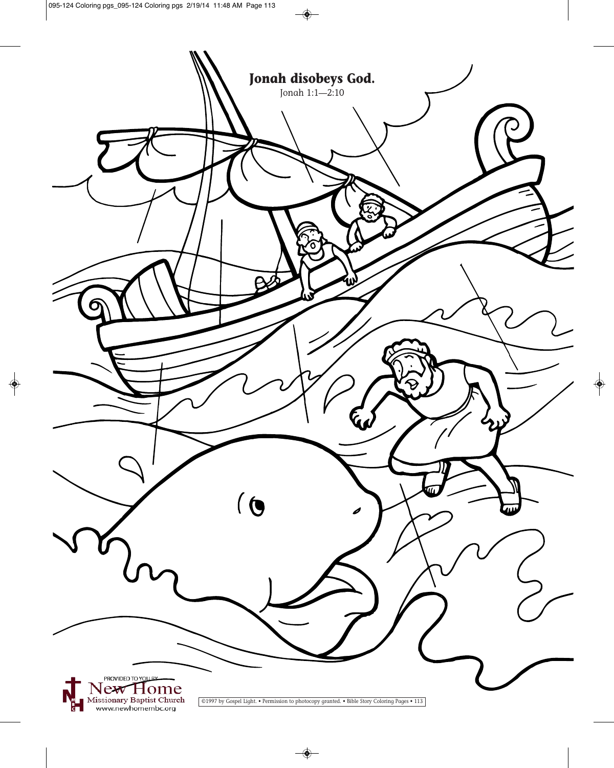**Jonah disobeys God.**

Jonah 1:1—2:10

PROVIDED TO YOU BY
New Home
Missionary Baptist Church
www.newhomembc.org

©1997 by Gospel Light. • Permission to photocopy granted. • Bible Story Coloring Pages • 113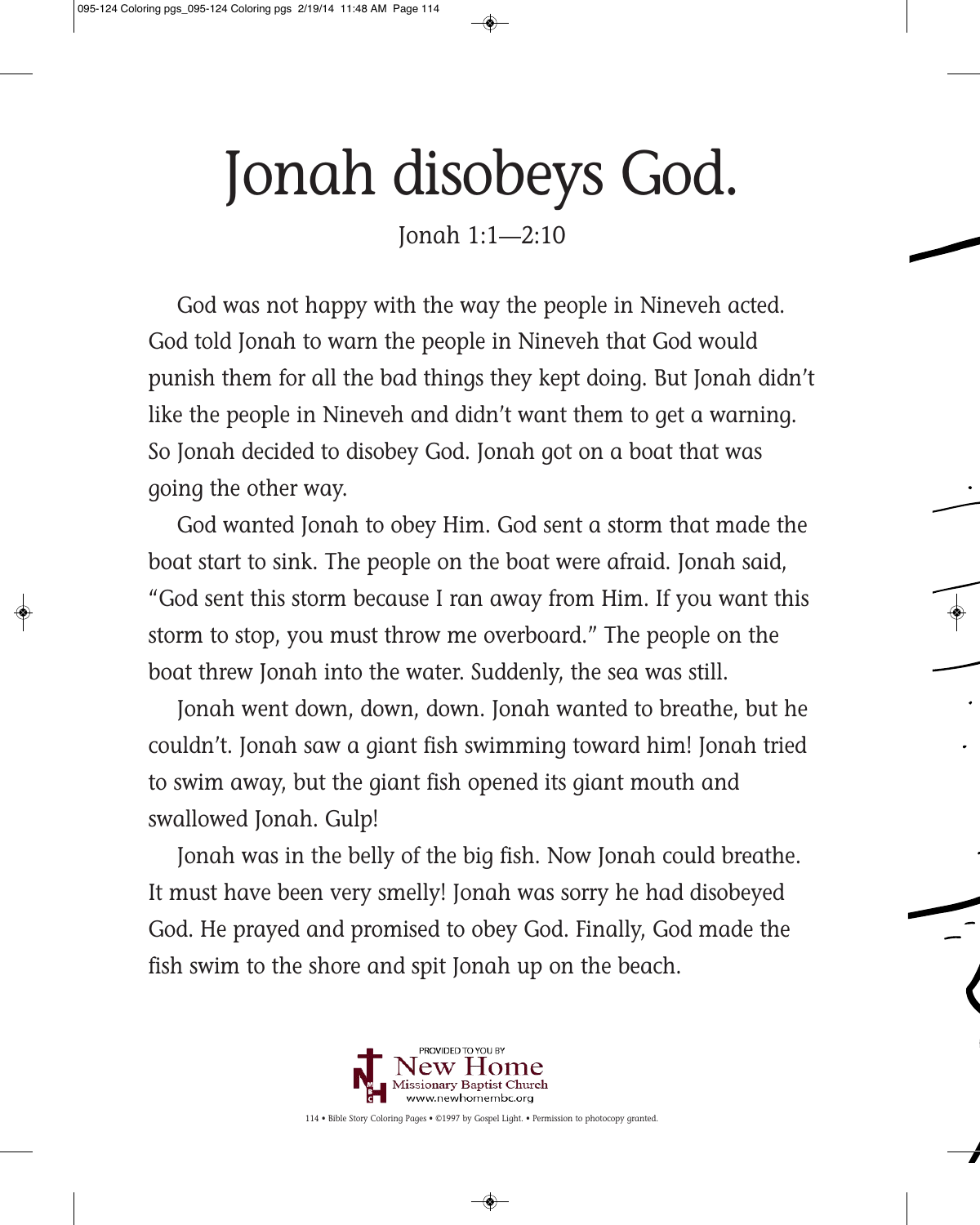# Jonah disobeys God.

Jonah 1:1—2:10

God was not happy with the way the people in Nineveh acted. God told Jonah to warn the people in Nineveh that God would punish them for all the bad things they kept doing. But Jonah didn't like the people in Nineveh and didn't want them to get a warning. So Jonah decided to disobey God. Jonah got on a boat that was going the other way.

God wanted Jonah to obey Him. God sent a storm that made the boat start to sink. The people on the boat were afraid. Jonah said, "God sent this storm because I ran away from Him. If you want this storm to stop, you must throw me overboard." The people on the boat threw Jonah into the water. Suddenly, the sea was still.

Jonah went down, down, down. Jonah wanted to breathe, but he couldn't. Jonah saw a giant fish swimming toward him! Jonah tried to swim away, but the giant fish opened its giant mouth and swallowed Jonah. Gulp!

Jonah was in the belly of the big fish. Now Jonah could breathe. It must have been very smelly! Jonah was sorry he had disobeyed God. He prayed and promised to obey God. Finally, God made the fish swim to the shore and spit Jonah up on the beach.

PROVIDED TO YOU BY
New Home
Missionary Baptist Church
www.newhomembc.org

Bible Story Coloring Pages • ©1997 by Gospel Light. • Permission to photocopy granted.